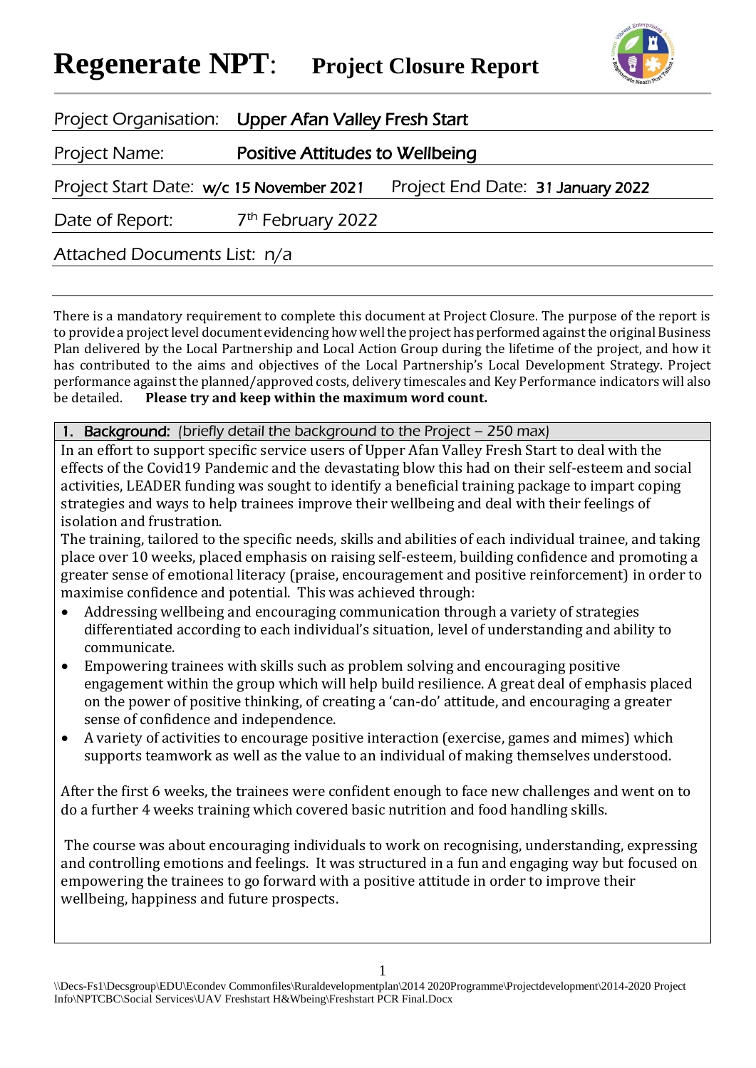# Regenerate NPT: Project Closure Report

Project Organisation: **Upper Afan Valley Fresh Start**

Project Name: **Positive Attitudes to Wellbeing**

Project Start Date: **w/c 15 November 2021** Project End Date: **31 January 2022**

Date of Report: 7th February 2022

Attached Documents List: *n/a*

There is a mandatory requirement to complete this document at Project Closure. The purpose of the report is to provide a project level document evidencing how well the project has performed against the original Business Plan delivered by the Local Partnership and Local Action Group during the lifetime of the project, and how it has contributed to the aims and objectives of the Local Partnership's Local Development Strategy. Project performance against the planned/approved costs, delivery timescales and Key Performance indicators will also be detailed. **Please try and keep within the maximum word count.**

## 1. Background: *(briefly detail the background to the Project – 250 max)*

In an effort to support specific service users of Upper Afan Valley Fresh Start to deal with the effects of the Covid19 Pandemic and the devastating blow this had on their self-esteem and social activities, LEADER funding was sought to identify a beneficial training package to impart coping strategies and ways to help trainees improve their wellbeing and deal with their feelings of isolation and frustration.

The training, tailored to the specific needs, skills and abilities of each individual trainee, and taking place over 10 weeks, placed emphasis on raising self-esteem, building confidence and promoting a greater sense of emotional literacy (praise, encouragement and positive reinforcement) in order to maximise confidence and potential. This was achieved through:

- Addressing wellbeing and encouraging communication through a variety of strategies differentiated according to each individual's situation, level of understanding and ability to communicate.
- Empowering trainees with skills such as problem solving and encouraging positive engagement within the group which will help build resilience. A great deal of emphasis placed on the power of positive thinking, of creating a 'can-do' attitude, and encouraging a greater sense of confidence and independence.
- A variety of activities to encourage positive interaction (exercise, games and mimes) which supports teamwork as well as the value to an individual of making themselves understood.

After the first 6 weeks, the trainees were confident enough to face new challenges and went on to do a further 4 weeks training which covered basic nutrition and food handling skills.

The course was about encouraging individuals to work on recognising, understanding, expressing and controlling emotions and feelings. It was structured in a fun and engaging way but focused on empowering the trainees to go forward with a positive attitude in order to improve their wellbeing, happiness and future prospects.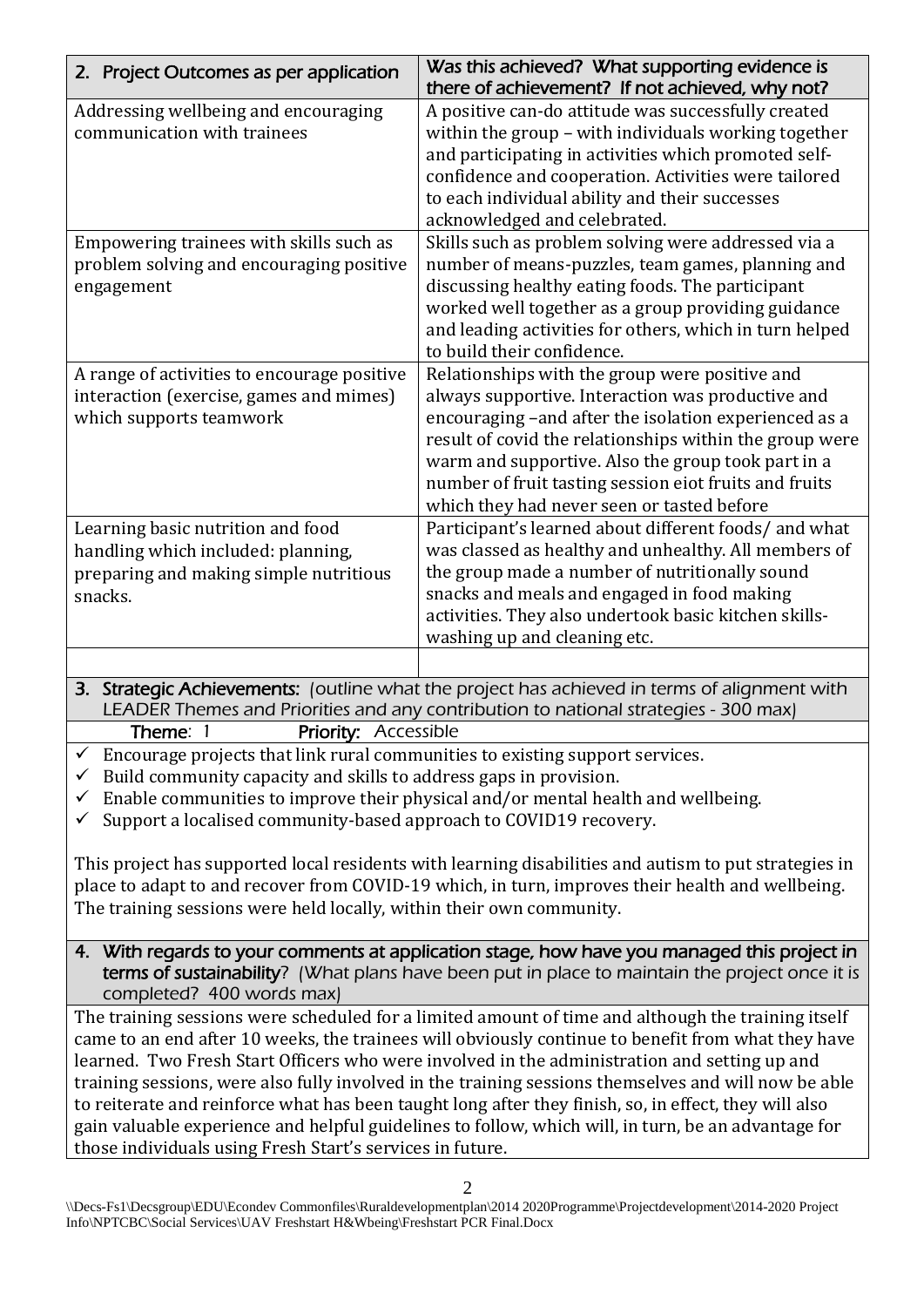| 2. Project Outcomes as per application | Was this achieved? What supporting evidence is there of achievement? If not achieved, why not? |
|---|---|
| Addressing wellbeing and encouraging communication with trainees | A positive can-do attitude was successfully created within the group – with individuals working together and participating in activities which promoted self-confidence and cooperation. Activities were tailored to each individual ability and their successes acknowledged and celebrated. |
| Empowering trainees with skills such as problem solving and encouraging positive engagement | Skills such as problem solving were addressed via a number of means-puzzles, team games, planning and discussing healthy eating foods. The participant worked well together as a group providing guidance and leading activities for others, which in turn helped to build their confidence. |
| A range of activities to encourage positive interaction (exercise, games and mimes) which supports teamwork | Relationships with the group were positive and always supportive. Interaction was productive and encouraging –and after the isolation experienced as a result of covid the relationships within the group were warm and supportive. Also the group took part in a number of fruit tasting session eiot fruits and fruits which they had never seen or tasted before |
| Learning basic nutrition and food handling which included: planning, preparing and making simple nutritious snacks. | Participant's learned about different foods/ and what was classed as healthy and unhealthy. All members of the group made a number of nutritionally sound snacks and meals and engaged in food making activities. They also undertook basic kitchen skills-washing up and cleaning etc. |
| | |

**3. Strategic Achievements:** (outline what the project has achieved in terms of alignment with LEADER Themes and Priorities and any contribution to national strategies - 300 max)

**Theme**: 1 **Priority:** Accessible

- ✓ Encourage projects that link rural communities to existing support services.
- ✓ Build community capacity and skills to address gaps in provision.
- ✓ Enable communities to improve their physical and/or mental health and wellbeing.
- ✓ Support a localised community-based approach to COVID19 recovery.

This project has supported local residents with learning disabilities and autism to put strategies in place to adapt to and recover from COVID-19 which, in turn, improves their health and wellbeing. The training sessions were held locally, within their own community.

**4. With regards to your comments at application stage, how have you managed this project in terms of sustainability?** (What plans have been put in place to maintain the project once it is completed? 400 words max)

The training sessions were scheduled for a limited amount of time and although the training itself came to an end after 10 weeks, the trainees will obviously continue to benefit from what they have learned. Two Fresh Start Officers who were involved in the administration and setting up and training sessions, were also fully involved in the training sessions themselves and will now be able to reiterate and reinforce what has been taught long after they finish, so, in effect, they will also gain valuable experience and helpful guidelines to follow, which will, in turn, be an advantage for those individuals using Fresh Start's services in future.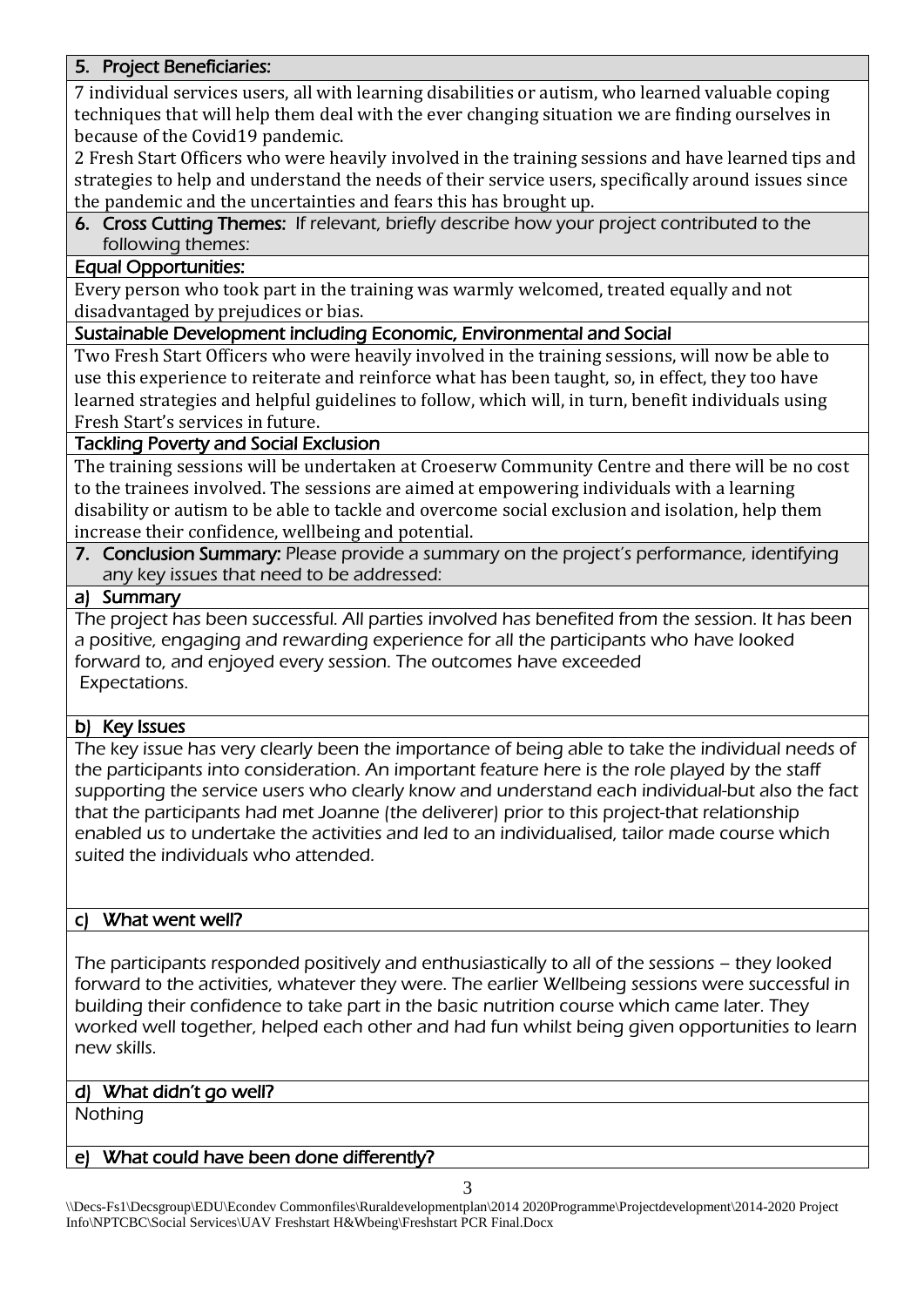## 5. Project Beneficiaries:

7 individual services users, all with learning disabilities or autism, who learned valuable coping techniques that will help them deal with the ever changing situation we are finding ourselves in because of the Covid19 pandemic.

2 Fresh Start Officers who were heavily involved in the training sessions and have learned tips and strategies to help and understand the needs of their service users, specifically around issues since the pandemic and the uncertainties and fears this has brought up.

## 6. Cross Cutting Themes:

If relevant, briefly describe how your project contributed to the following themes:

### Equal Opportunities:

Every person who took part in the training was warmly welcomed, treated equally and not disadvantaged by prejudices or bias.

### Sustainable Development including Economic, Environmental and Social

Two Fresh Start Officers who were heavily involved in the training sessions, will now be able to use this experience to reiterate and reinforce what has been taught, so, in effect, they too have learned strategies and helpful guidelines to follow, which will, in turn, benefit individuals using Fresh Start's services in future.

### Tackling Poverty and Social Exclusion

The training sessions will be undertaken at Croeserw Community Centre and there will be no cost to the trainees involved. The sessions are aimed at empowering individuals with a learning disability or autism to be able to tackle and overcome social exclusion and isolation, help them increase their confidence, wellbeing and potential.

## 7. Conclusion Summary:

*Please provide a summary on the project's performance, identifying any key issues that need to be addressed:*

### a) Summary

The project has been successful. All parties involved has benefited from the session. It has been a positive, engaging and rewarding experience for all the participants who have looked forward to, and enjoyed every session. The outcomes have exceeded Expectations.

### b) Key Issues

The key issue has very clearly been the importance of being able to take the individual needs of the participants into consideration. An important feature here is the role played by the staff supporting the service users who clearly know and understand each individual-but also the fact that the participants had met Joanne (the deliverer) prior to this project-that relationship enabled us to undertake the activities and led to an individualised, tailor made course which suited the individuals who attended.

### c) What went well?

The participants responded positively and enthusiastically to all of the sessions – they looked forward to the activities, whatever they were. The earlier Wellbeing sessions were successful in building their confidence to take part in the basic nutrition course which came later. They worked well together, helped each other and had fun whilst being given opportunities to learn new skills.

### d) What didn't go well?

Nothing

### e) What could have been done differently?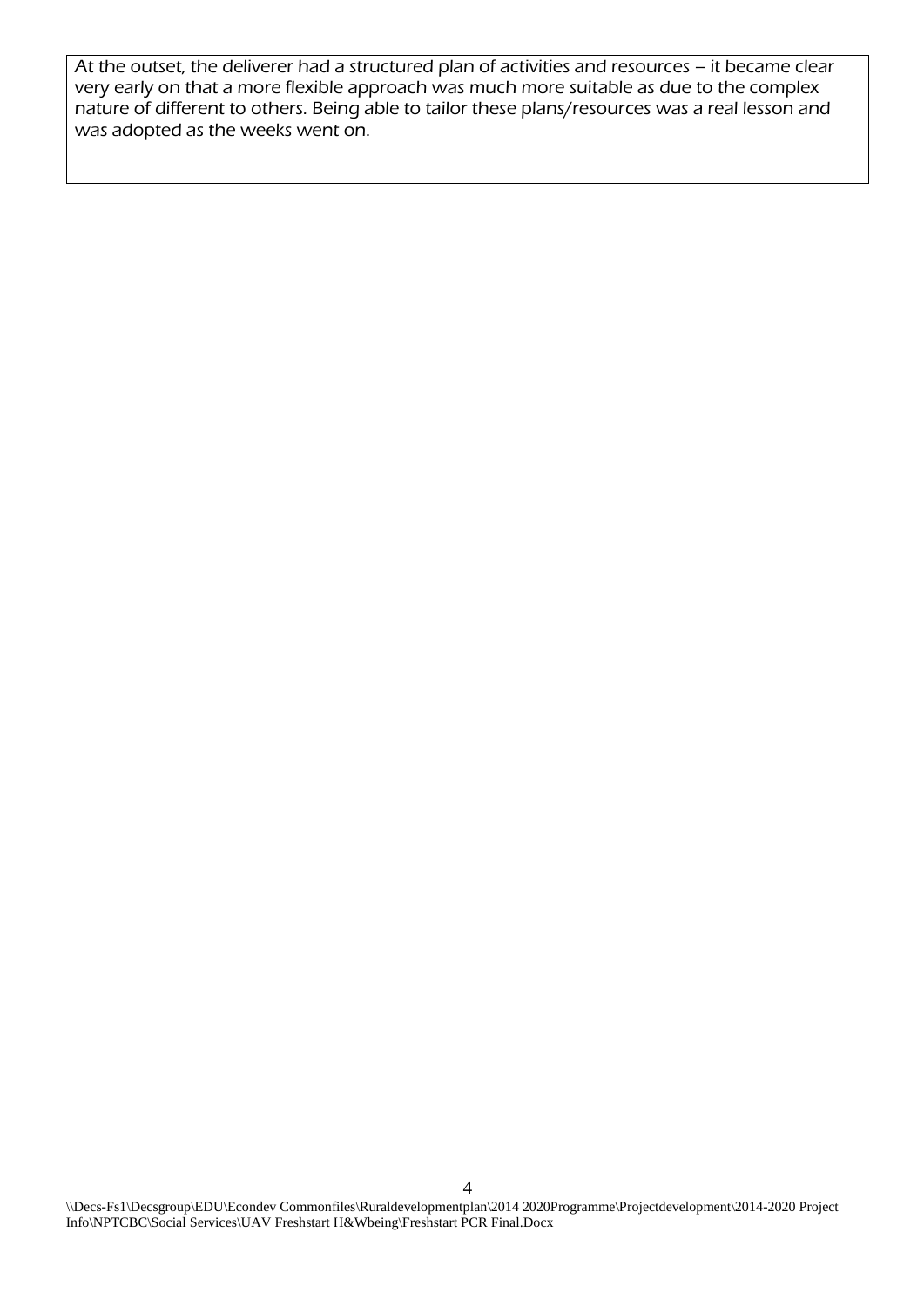At the outset, the deliverer had a structured plan of activities and resources – it became clear very early on that a more flexible approach was much more suitable as due to the complex nature of different to others. Being able to tailor these plans/resources was a real lesson and was adopted as the weeks went on.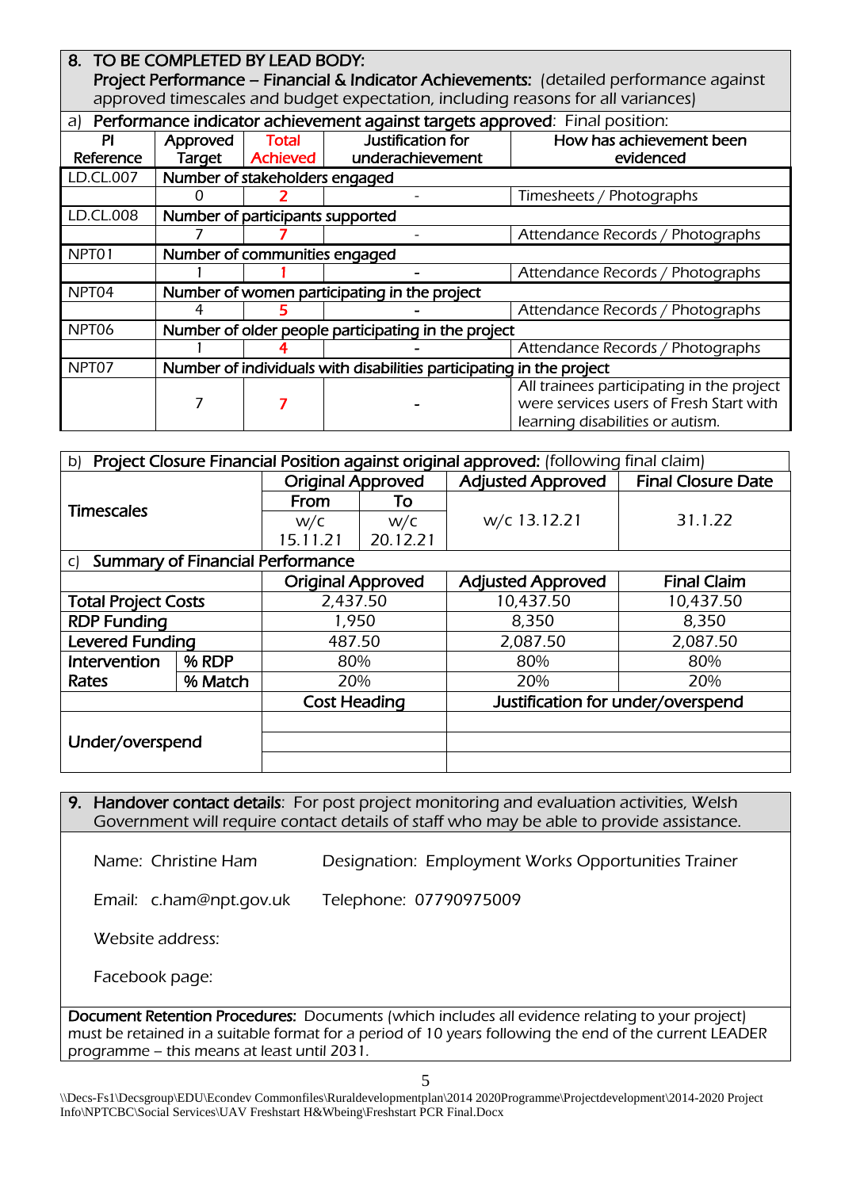## 8. TO BE COMPLETED BY LEAD BODY:

**Project Performance – Financial & Indicator Achievements:** (detailed performance against approved timescales and budget expectation, including reasons for all variances)

a) **Performance indicator achievement against targets approved**: Final position:

| PI Reference | Approved Target | Total Achieved | Justification for underachievement | How has achievement been evidenced |
|---|---|---|---|---|
| LD.CL.007 | Number of stakeholders engaged | | | |
| | 0 | 2 | - | Timesheets / Photographs |
| LD.CL.008 | Number of participants supported | | | |
| | 7 | 7 | - | Attendance Records / Photographs |
| NPT01 | Number of communities engaged | | | |
| | 1 | 1 | - | Attendance Records / Photographs |
| NPT04 | Number of women participating in the project | | | |
| | 4 | 5 | - | Attendance Records / Photographs |
| NPT06 | Number of older people participating in the project | | | |
| | 1 | 4 | - | Attendance Records / Photographs |
| NPT07 | Number of individuals with disabilities participating in the project | | | |
| | 7 | 7 | - | All trainees participating in the project were services users of Fresh Start with learning disabilities or autism. |

b) **Project Closure Financial Position against original approved:** (following final claim)

| | | Original Approved | | Adjusted Approved | Final Closure Date |
|---|---|---|---|---|---|
| **Timescales** | | From | To | | |
| | | w/c 15.11.21 | w/c 20.12.21 | w/c 13.12.21 | 31.1.22 |

c) **Summary of Financial Performance**

| | | Original Approved | Adjusted Approved | Final Claim |
|---|---|---|---|---|
| **Total Project Costs** | | 2,437.50 | 10,437.50 | 10,437.50 |
| **RDP Funding** | | 1,950 | 8,350 | 8,350 |
| **Levered Funding** | | 487.50 | 2,087.50 | 2,087.50 |
| **Intervention Rates** | **% RDP** | 80% | 80% | 80% |
| | **% Match** | 20% | 20% | 20% |
| | | **Cost Heading** | **Justification for under/overspend** | |
| **Under/overspend** | | | | |
| | | | | |
| | | | | |

## 9. Handover contact details: For post project monitoring and evaluation activities, Welsh Government will require contact details of staff who may be able to provide assistance.

Name: Christine Ham Designation: Employment Works Opportunities Trainer

Email: c.ham@npt.gov.uk Telephone: 07790975009

Website address:

Facebook page:

**Document Retention Procedures:** Documents (which includes all evidence relating to your project) must be retained in a suitable format for a period of 10 years following the end of the current LEADER programme – this means at least until 2031.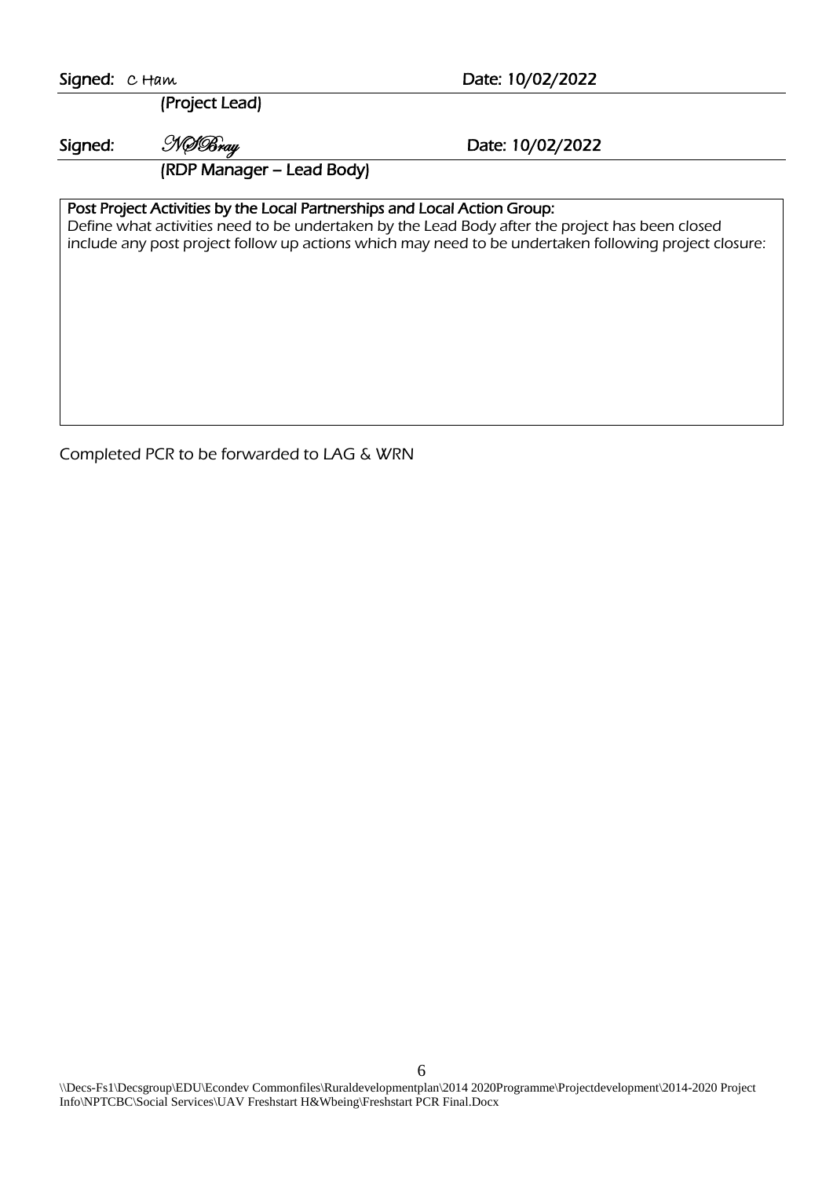**Signed:** C Ham **Date: 10/02/2022**

**(Project Lead)**

**Signed:** *NSBray* **Date: 10/02/2022**

**(RDP Manager – Lead Body)**

| **Post Project Activities by the Local Partnerships and Local Action Group:** |
| --- |
| Define what activities need to be undertaken by the Lead Body after the project has been closed include any post project follow up actions which may need to be undertaken following project closure: |

Completed PCR to be forwarded to LAG & WRN

\\Decs-Fs1\Decsgroup\EDU\Econdev Commonfiles\Ruraldevelopmentplan\2014 2020Programme\Projectdevelopment\2014-2020 Project Info\NPTCBC\Social Services\UAV Freshstart H&Wbeing\Freshstart PCR Final.Docx